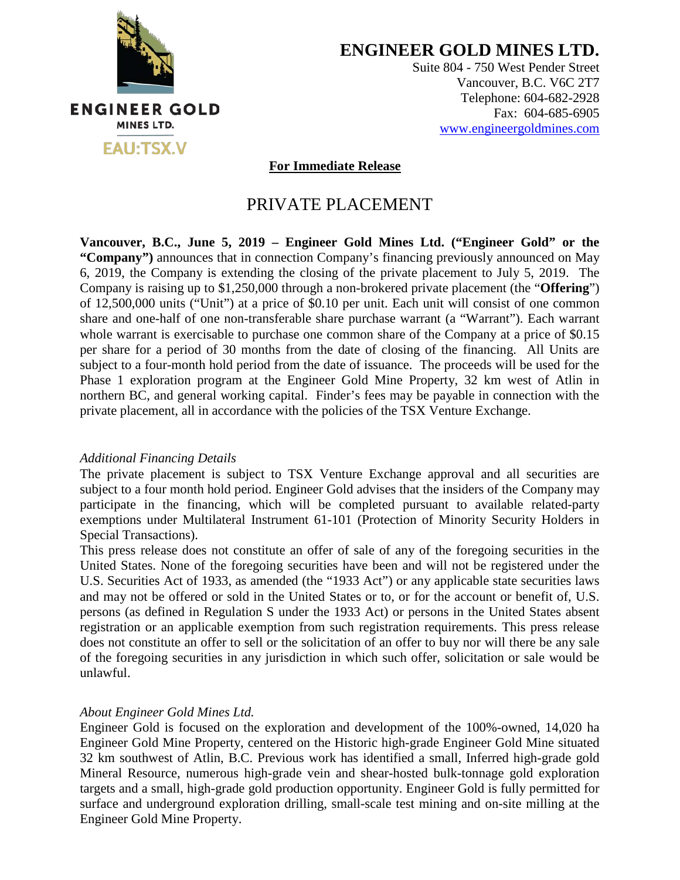ENGINEER GOLD MINES LTD.

EAU:TSX.V

# ENGINEER GOLD MINES LTD.

Suite 804 - 750 West Pender Street
Vancouver, B.C. V6C 2T7
Telephone: 604-682-2928
Fax: 604-685-6905
www.engineergoldmines.com

**For Immediate Release**

# PRIVATE PLACEMENT

**Vancouver, B.C., June 5, 2019 – Engineer Gold Mines Ltd. ("Engineer Gold" or the "Company")** announces that in connection Company's financing previously announced on May 6, 2019, the Company is extending the closing of the private placement to July 5, 2019. The Company is raising up to $1,250,000 through a non-brokered private placement (the "**Offering**") of 12,500,000 units ("Unit") at a price of $0.10 per unit. Each unit will consist of one common share and one-half of one non-transferable share purchase warrant (a "Warrant"). Each warrant whole warrant is exercisable to purchase one common share of the Company at a price of $0.15 per share for a period of 30 months from the date of closing of the financing. All Units are subject to a four-month hold period from the date of issuance. The proceeds will be used for the Phase 1 exploration program at the Engineer Gold Mine Property, 32 km west of Atlin in northern BC, and general working capital. Finder's fees may be payable in connection with the private placement, all in accordance with the policies of the TSX Venture Exchange.

*Additional Financing Details*

The private placement is subject to TSX Venture Exchange approval and all securities are subject to a four month hold period. Engineer Gold advises that the insiders of the Company may participate in the financing, which will be completed pursuant to available related-party exemptions under Multilateral Instrument 61-101 (Protection of Minority Security Holders in Special Transactions).

This press release does not constitute an offer of sale of any of the foregoing securities in the United States. None of the foregoing securities have been and will not be registered under the U.S. Securities Act of 1933, as amended (the "1933 Act") or any applicable state securities laws and may not be offered or sold in the United States or to, or for the account or benefit of, U.S. persons (as defined in Regulation S under the 1933 Act) or persons in the United States absent registration or an applicable exemption from such registration requirements. This press release does not constitute an offer to sell or the solicitation of an offer to buy nor will there be any sale of the foregoing securities in any jurisdiction in which such offer, solicitation or sale would be unlawful.

*About Engineer Gold Mines Ltd.*

Engineer Gold is focused on the exploration and development of the 100%-owned, 14,020 ha Engineer Gold Mine Property, centered on the Historic high-grade Engineer Gold Mine situated 32 km southwest of Atlin, B.C. Previous work has identified a small, Inferred high-grade gold Mineral Resource, numerous high-grade vein and shear-hosted bulk-tonnage gold exploration targets and a small, high-grade gold production opportunity. Engineer Gold is fully permitted for surface and underground exploration drilling, small-scale test mining and on-site milling at the Engineer Gold Mine Property.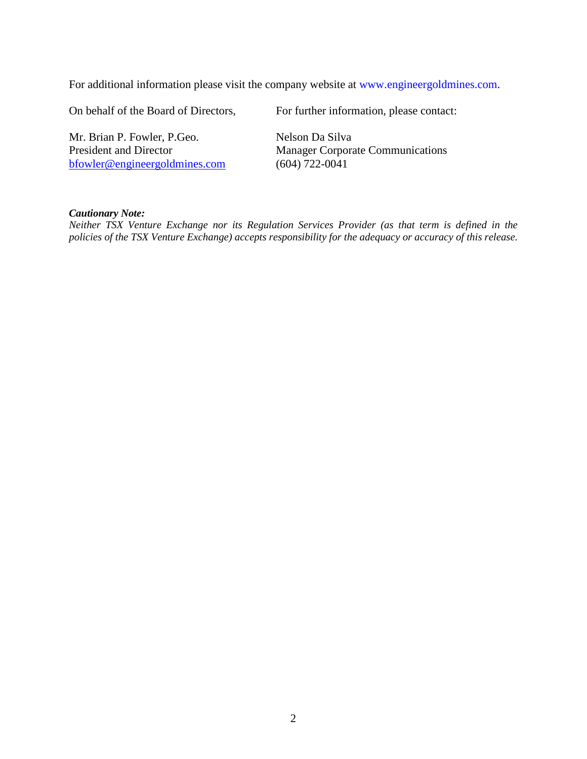For additional information please visit the company website at www.engineergoldmines.com.

On behalf of the Board of Directors,

Mr. Brian P. Fowler, P.Geo.
President and Director
bfowler@engineergoldmines.com

For further information, please contact:

Nelson Da Silva
Manager Corporate Communications
(604) 722-0041

***Cautionary Note:***
*Neither TSX Venture Exchange nor its Regulation Services Provider (as that term is defined in the policies of the TSX Venture Exchange) accepts responsibility for the adequacy or accuracy of this release.*